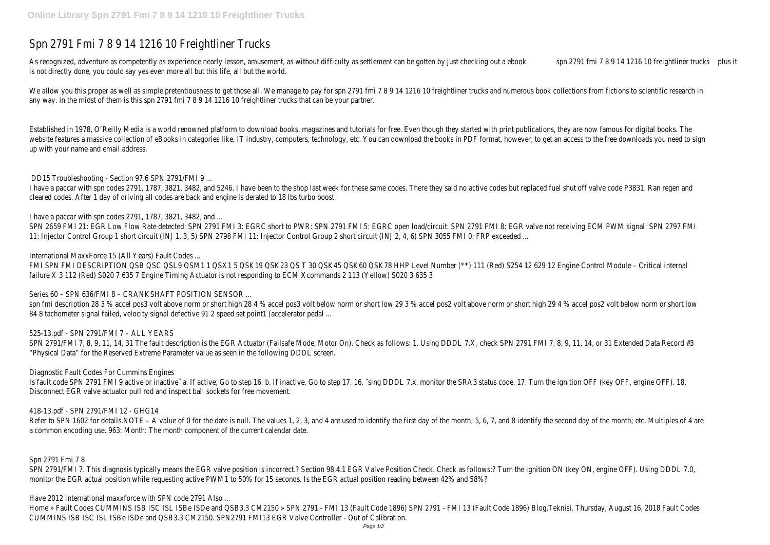# Spn 2791 Fmi 7 8 9 14 1216 10 Freightliner Trucks

As recognized, adventure as competently as experience nearly lesson, amusement, as without difficulty as settlement can be gotten by just checking out a ebook **spn 2791 fmi 7 8 9 14 1216 10 freightliner trucks** plus it is not directly done, you could say yes even more all but this life, all but the world.

We allow you this proper as well as simple pretentiousness to get those all. We manage to pay for spn 2791 fmi 7 8 9 14 1216 10 freightliner trucks and numerous book collections from fictions to scientific research in any way. in the midst of them is this spn 2791 fmi 7 8 9 14 1216 10 freightliner trucks that can be your partner.

Established in 1978, O'Reilly Media is a world renowned platform to download books, magazines and tutorials for free. Even though they started with print publications, they are now famous for digital books. The website features a massive collection of eBooks in categories like, IT industry, computers, technology, etc. You can download the books in PDF format, however, to get an access to the free downloads you need to sign up with your name and email address.

## DD15 Troubleshooting - Section 97.6 SPN 2791/FMI 9 ...

I have a paccar with spn codes 2791, 1787, 3821, 3482, and 5246. I have been to the shop last week for these same codes. There they said no active codes but replaced fuel shut off valve code P3831. Ran regen and cleared codes. After 1 day of driving all codes are back and engine is derated to 18 lbs turbo boost.

## I have a paccar with spn codes 2791, 1787, 3821, 3482, and ...

SPN 2659 FMI 21: EGR Low Flow Rate detected: SPN 2791 FMI 3: EGRC short to PWR: SPN 2791 FMI 5: EGRC open load/circuit: SPN 2791 FMI 8: EGR valve not receiving ECM PWM signal: SPN 2797 FMI 11: Injector Control Group 1 short circuit (INJ 1, 3, 5) SPN 2798 FMI 11: Injector Control Group 2 short circuit (INJ 2, 4, 6) SPN 3055 FMI 0: FRP exceeded ...

## International MaxxForce 15 (All Years) Fault Codes ...

FMI SPN FMI DESCRIPTION QSB QSC QSL9 QSM1 1 QSX1 5 QSK19 QSK23 QS T 30 QSK45 QSK60 QSK78 HHP Level Number (**) 111 (Red) S254 12 629 12 Engine Control Module – Critical internal failure X 3 112 (Red) S020 7 635 7 Engine Timing Actuator is not responding to ECM Xcommands 2 113 (Yellow) S020 3 635 3

## Series 60 – SPN 636/FMI 8 – CRANKSHAFT POSITION SENSOR ...

spn fmi description 28 3 % accel pos3 volt above norm or short high 28 4 % accel pos3 volt below norm or short low 29 3 % accel pos2 volt above norm or short high 29 4 % accel pos2 volt below norm or short low 84 8 tachometer signal failed, velocity signal defective 91 2 speed set point1 (accelerator pedal ...

## 525-13.pdf - SPN 2791/FMI 7 – ALL YEARS

SPN 2791/FMI 7, 8, 9, 11, 14, 31 The fault description is the EGR Actuator (Failsafe Mode, Motor On). Check as follows: 1. Using DDDL 7.X, check SPN 2791 FMI 7, 8, 9, 11, 14, or 31 Extended Data Record #3 "Physical Data" for the Reserved Extreme Parameter value as seen in the following DDDL screen.

## Diagnostic Fault Codes For Cummins Engines

Is fault code SPN 2791 FMI 9 active or inactive˜ a. If active, Go to step 16. b. If inactive, Go to step 17. 16. ˜sing DDDL 7.x, monitor the SRA3 status code. 17. Turn the ignition OFF (key OFF, engine OFF). 18. Disconnect EGR valve actuator pull rod and inspect ball sockets for free movement.

## 418-13.pdf - SPN 2791/FMI 12 - GHG14

Refer to SPN 1602 for details.NOTE – A value of 0 for the date is null. The values 1, 2, 3, and 4 are used to identify the first day of the month; 5, 6, 7, and 8 identify the second day of the month; etc. Multiples of 4 are a common encoding use. 963: Month: The month component of the current calendar date.

## Spn 2791 Fmi 7 8

SPN 2791/FMI 7. This diagnosis typically means the EGR valve position is incorrect.? Section 98.4.1 EGR Valve Position Check. Check as follows:? Turn the ignition ON (key ON, engine OFF). Using DDDL 7.0, monitor the EGR actual position while requesting active PWM1 to 50% for 15 seconds. Is the EGR actual position reading between 42% and 58%?

## Have 2012 International maxxforce with SPN code 2791 Also ...

Home » Fault Codes CUMMINS ISB ISC ISL ISBe ISDe and QSB3.3 CM2150 » SPN 2791 - FMI 13 (Fault Code 1896) SPN 2791 - FMI 13 (Fault Code 1896) Blog.Teknisi. Thursday, August 16, 2018 Fault Codes CUMMINS ISB ISC ISL ISBe ISDe and QSB3.3 CM2150. SPN2791 FMI13 EGR Valve Controller - Out of Calibration.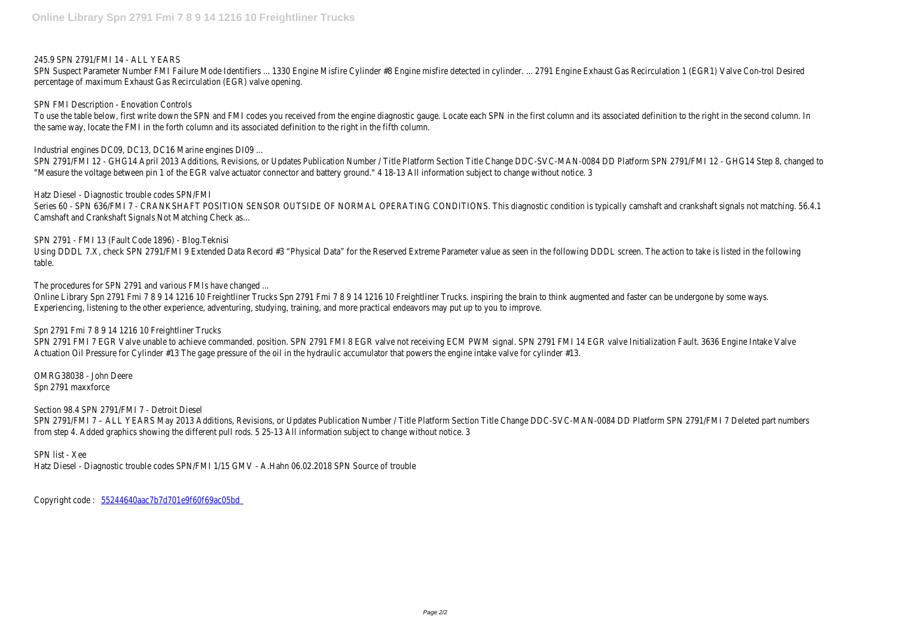245.9 SPN 2791/FMI 14 - ALL YEARS

SPN Suspect Parameter Number FMI Failure Mode Identifiers ... 1330 Engine Misfire Cylinder #8 Engine misfire detected in cylinder. ... 2791 Engine Exhaust Gas Recirculation 1 (EGR1) Valve Con-trol Desired percentage of maximum Exhaust Gas Recirculation (EGR) valve opening.

SPN FMI Description - Enovation Controls

To use the table below, first write down the SPN and FMI codes you received from the engine diagnostic gauge. Locate each SPN in the first column and its associated definition to the right in the second column. In the same way, locate the FMI in the forth column and its associated definition to the right in the fifth column.

Industrial engines DC09, DC13, DC16 Marine engines DI09 ...

SPN 2791/FMI 12 - GHG14 April 2013 Additions, Revisions, or Updates Publication Number / Title Platform Section Title Change DDC-SVC-MAN-0084 DD Platform SPN 2791/FMI 12 - GHG14 Step 8, changed to "Measure the voltage between pin 1 of the EGR valve actuator connector and battery ground." 4 18-13 All information subject to change without notice. 3

Hatz Diesel - Diagnostic trouble codes SPN/FMI

Series 60 - SPN 636/FMI 7 - CRANKSHAFT POSITION SENSOR OUTSIDE OF NORMAL OPERATING CONDITIONS. This diagnostic condition is typically camshaft and crankshaft signals not matching. 56.4.1 Camshaft and Crankshaft Signals Not Matching Check as...

SPN 2791 - FMI 13 (Fault Code 1896) - Blog.Teknisi

Using DDDL 7.X, check SPN 2791/FMI 9 Extended Data Record #3 “Physical Data” for the Reserved Extreme Parameter value as seen in the following DDDL screen. The action to take is listed in the following table.

The procedures for SPN 2791 and various FMIs have changed ...

Online Library Spn 2791 Fmi 7 8 9 14 1216 10 Freightliner Trucks Spn 2791 Fmi 7 8 9 14 1216 10 Freightliner Trucks. inspiring the brain to think augmented and faster can be undergone by some ways. Experiencing, listening to the other experience, adventuring, studying, training, and more practical endeavors may put up to you to improve.

Spn 2791 Fmi 7 8 9 14 1216 10 Freightliner Trucks

SPN 2791 FMI 7 EGR Valve unable to achieve commanded. position. SPN 2791 FMI 8 EGR valve not receiving ECM PWM signal. SPN 2791 FMI 14 EGR valve Initialization Fault. 3636 Engine Intake Valve Actuation Oil Pressure for Cylinder #13 The gage pressure of the oil in the hydraulic accumulator that powers the engine intake valve for cylinder #13.

OMRG38038 - John Deere
Spn 2791 maxxforce

Section 98.4 SPN 2791/FMI 7 - Detroit Diesel

SPN 2791/FMI 7 – ALL YEARS May 2013 Additions, Revisions, or Updates Publication Number / Title Platform Section Title Change DDC-SVC-MAN-0084 DD Platform SPN 2791/FMI 7 Deleted part numbers from step 4. Added graphics showing the different pull rods. 5 25-13 All information subject to change without notice. 3

SPN list - Xee
Hatz Diesel - Diagnostic trouble codes SPN/FMI 1/15 GMV - A.Hahn 06.02.2018 SPN Source of trouble

Copyright code : 55244640aac7b7d701e9f60f69ac05bd